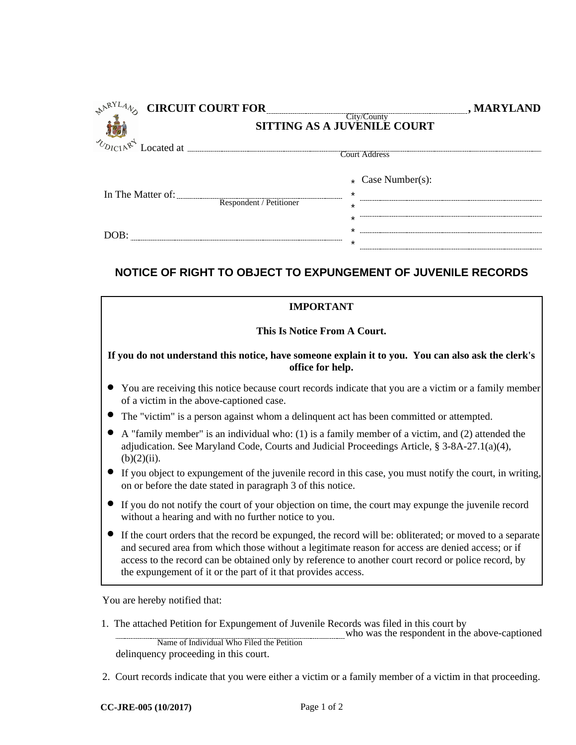**CIRCUIT COURT FOR** ______________________ **, MARYLAND**
City/County

**SITTING AS A JUVENILE COURT**

Located at ______________________________________________
Court Address

In The Matter of: ______________________
Respondent / Petitioner

DOB: ______________________

Case Number(s):
______________________
______________________
______________________
______________________
______________________

## NOTICE OF RIGHT TO OBJECT TO EXPUNGEMENT OF JUVENILE RECORDS

**IMPORTANT**

**This Is Notice From A Court.**

**If you do not understand this notice, have someone explain it to you. You can also ask the clerk's office for help.**

- You are receiving this notice because court records indicate that you are a victim or a family member of a victim in the above-captioned case.
- The "victim" is a person against whom a delinquent act has been committed or attempted.
- A "family member" is an individual who: (1) is a family member of a victim, and (2) attended the adjudication. See Maryland Code, Courts and Judicial Proceedings Article, § 3-8A-27.1(a)(4), (b)(2)(ii).
- If you object to expungement of the juvenile record in this case, you must notify the court, in writing, on or before the date stated in paragraph 3 of this notice.
- If you do not notify the court of your objection on time, the court may expunge the juvenile record without a hearing and with no further notice to you.
- If the court orders that the record be expunged, the record will be: obliterated; or moved to a separate and secured area from which those without a legitimate reason for access are denied access; or if access to the record can be obtained only by reference to another court record or police record, by the expungement of it or the part of it that provides access.

You are hereby notified that:

1. The attached Petition for Expungement of Juvenile Records was filed in this court by ______________________ (Name of Individual Who Filed the Petition) who was the respondent in the above-captioned delinquency proceeding in this court.

2. Court records indicate that you were either a victim or a family member of a victim in that proceeding.

CC-JRE-005 (10/2017)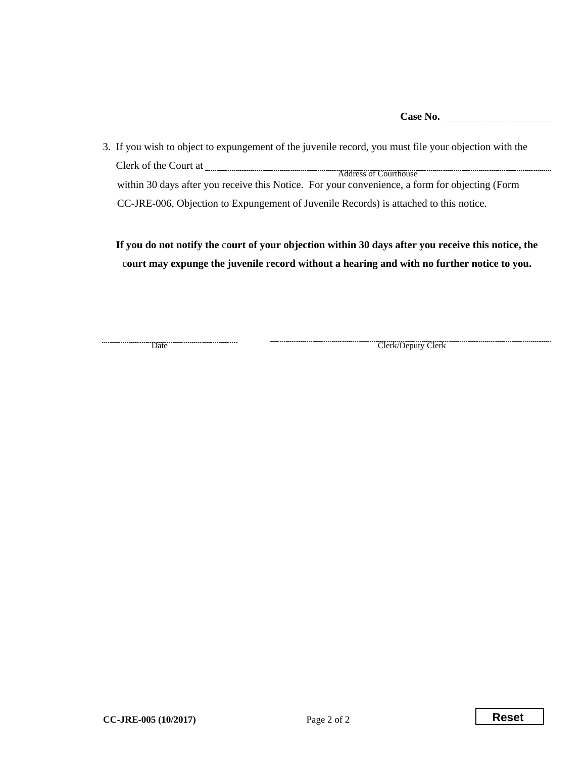**Case No.** ____________________

3. If you wish to object to expungement of the juvenile record, you must file your objection with the Clerk of the Court at ______________________________________________
Address of Courthouse
within 30 days after you receive this Notice. For your convenience, a form for objecting (Form CC-JRE-006, Objection to Expungement of Juvenile Records) is attached to this notice.

**If you do not notify the court of your objection within 30 days after you receive this notice, the court may expunge the juvenile record without a hearing and with no further notice to you.**

____________________ &nbsp;&nbsp;&nbsp;&nbsp;&nbsp;&nbsp;&nbsp;&nbsp; ________________________________________
Date &nbsp;&nbsp;&nbsp;&nbsp;&nbsp;&nbsp;&nbsp;&nbsp;&nbsp;&nbsp;&nbsp;&nbsp;&nbsp;&nbsp;&nbsp;&nbsp;&nbsp;&nbsp;&nbsp;&nbsp;&nbsp;&nbsp;&nbsp;&nbsp;&nbsp;&nbsp;&nbsp;&nbsp; Clerk/Deputy Clerk

**CC-JRE-005 (10/2017)**

Reset